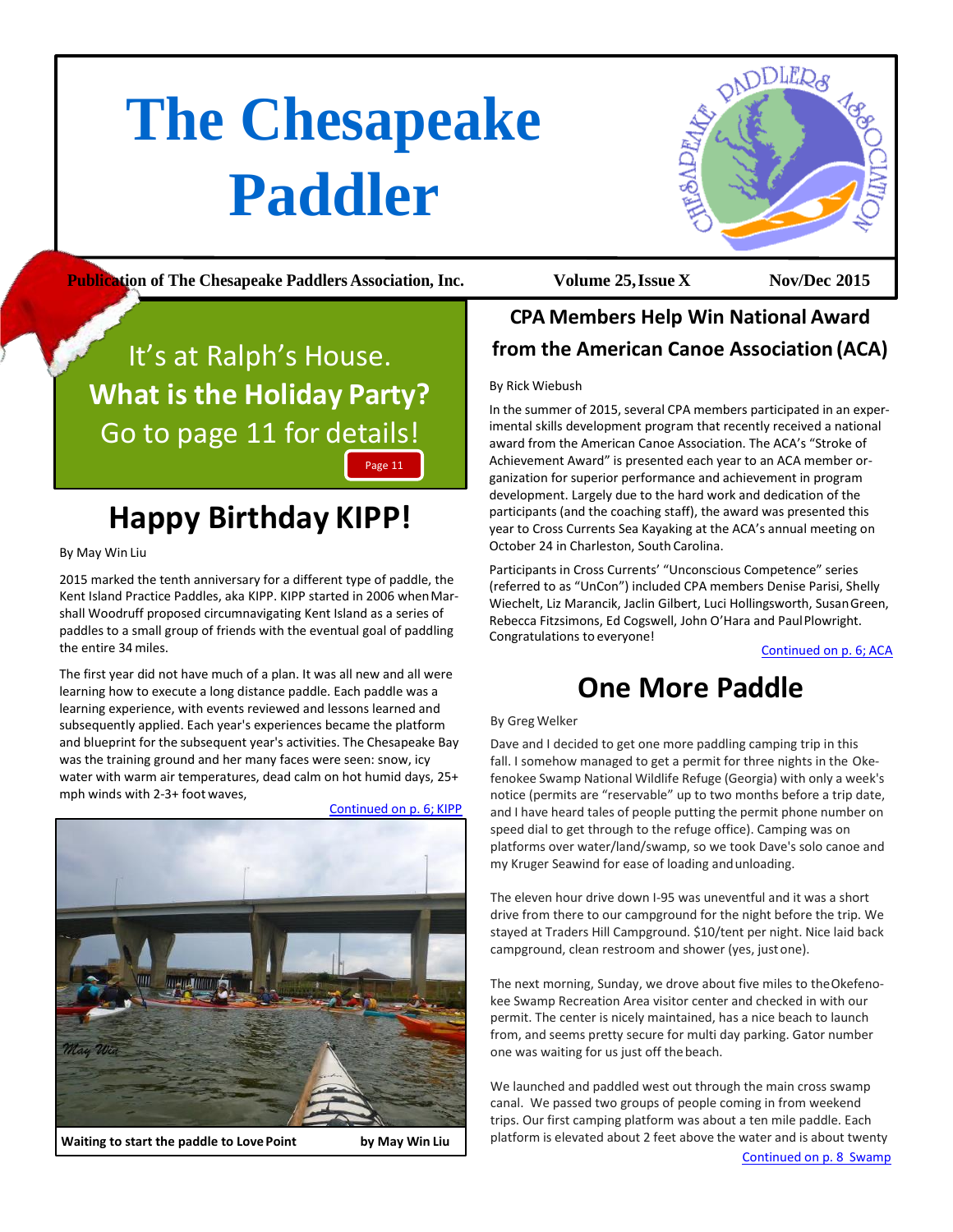# The Chesapeake Paddler

**Publication of The Chesapeake Paddlers Association, Inc.** **Volume 25, Issue X** **Nov/Dec 2015**

It's at Ralph's House.
**What is the Holiday Party?**
Go to page 11 for details!

Page 11

## Happy Birthday KIPP!

By May Win Liu

2015 marked the tenth anniversary for a different type of paddle, the Kent Island Practice Paddles, aka KIPP. KIPP started in 2006 when Marshall Woodruff proposed circumnavigating Kent Island as a series of paddles to a small group of friends with the eventual goal of paddling the entire 34 miles.

The first year did not have much of a plan. It was all new and all were learning how to execute a long distance paddle. Each paddle was a learning experience, with events reviewed and lessons learned and subsequently applied. Each year's experiences became the platform and blueprint for the subsequent year's activities. The Chesapeake Bay was the training ground and her many faces were seen: snow, icy water with warm air temperatures, dead calm on hot humid days, 25+ mph winds with 2-3+ foot waves,

Continued on p. 6; KIPP

**Waiting to start the paddle to Love Point** **by May Win Liu**

## CPA Members Help Win National Award from the American Canoe Association (ACA)

By Rick Wiebush

In the summer of 2015, several CPA members participated in an experimental skills development program that recently received a national award from the American Canoe Association. The ACA's "Stroke of Achievement Award" is presented each year to an ACA member organization for superior performance and achievement in program development. Largely due to the hard work and dedication of the participants (and the coaching staff), the award was presented this year to Cross Currents Sea Kayaking at the ACA's annual meeting on October 24 in Charleston, South Carolina.

Participants in Cross Currents' "Unconscious Competence" series (referred to as "UnCon") included CPA members Denise Parisi, Shelly Wiechelt, Liz Marancik, Jaclin Gilbert, Luci Hollingsworth, Susan Green, Rebecca Fitzsimons, Ed Cogswell, John O'Hara and Paul Plowright. Congratulations to everyone!

Continued on p. 6; ACA

## One More Paddle

By Greg Welker

Dave and I decided to get one more paddling camping trip in this fall. I somehow managed to get a permit for three nights in the Okefenokee Swamp National Wildlife Refuge (Georgia) with only a week's notice (permits are "reservable" up to two months before a trip date, and I have heard tales of people putting the permit phone number on speed dial to get through to the refuge office). Camping was on platforms over water/land/swamp, so we took Dave's solo canoe and my Kruger Seawind for ease of loading and unloading.

The eleven hour drive down I-95 was uneventful and it was a short drive from there to our campground for the night before the trip. We stayed at Traders Hill Campground. $10/tent per night. Nice laid back campground, clean restroom and shower (yes, just one).

The next morning, Sunday, we drove about five miles to the Okefenokee Swamp Recreation Area visitor center and checked in with our permit. The center is nicely maintained, has a nice beach to launch from, and seems pretty secure for multi day parking. Gator number one was waiting for us just off the beach.

We launched and paddled west out through the main cross swamp canal. We passed two groups of people coming in from weekend trips. Our first camping platform was about a ten mile paddle. Each platform is elevated about 2 feet above the water and is about twenty

Continued on p. 8 Swamp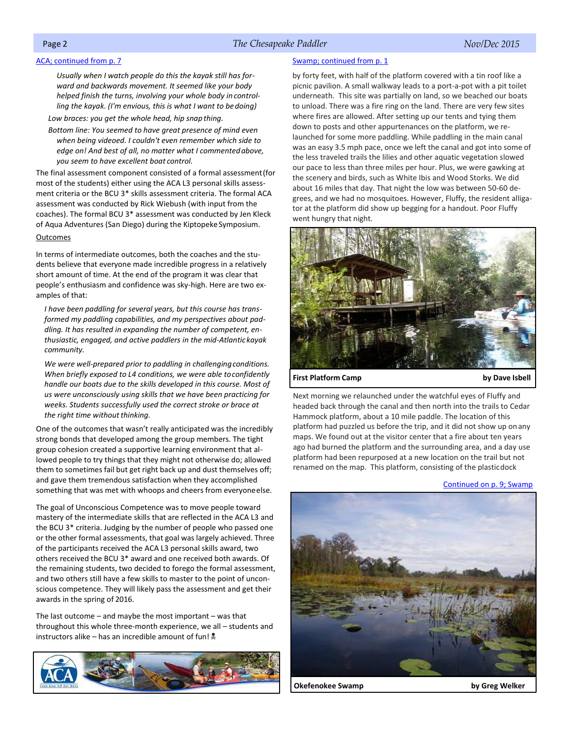ACA; continued from p. 7

*Usually when I watch people do this the kayak still has forward and backwards movement. It seemed like your body helped finish the turns, involving your whole body in controlling the kayak. (I'm envious, this is what I want to be doing)*

*Low braces: you get the whole head, hip snap thing.*

*Bottom line: You seemed to have great presence of mind even when being videoed. I couldn't even remember which side to edge on! And best of all, no matter what I commented above, you seem to have excellent boat control.*

The final assessment component consisted of a formal assessment (for most of the students) either using the ACA L3 personal skills assessment criteria or the BCU 3* skills assessment criteria. The formal ACA assessment was conducted by Rick Wiebush (with input from the coaches). The formal BCU 3* assessment was conducted by Jen Kleck of Aqua Adventures (San Diego) during the Kiptopeke Symposium.

Outcomes

In terms of intermediate outcomes, both the coaches and the students believe that everyone made incredible progress in a relatively short amount of time. At the end of the program it was clear that people's enthusiasm and confidence was sky-high. Here are two examples of that:

*I have been paddling for several years, but this course has transformed my paddling capabilities, and my perspectives about paddling. It has resulted in expanding the number of competent, enthusiastic, engaged, and active paddlers in the mid-Atlantic kayak community.*

*We were well-prepared prior to paddling in challenging conditions. When briefly exposed to L4 conditions, we were able to confidently handle our boats due to the skills developed in this course. Most of us were unconsciously using skills that we have been practicing for weeks. Students successfully used the correct stroke or brace at the right time without thinking.*

One of the outcomes that wasn't really anticipated was the incredibly strong bonds that developed among the group members. The tight group cohesion created a supportive learning environment that allowed people to try things that they might not otherwise do; allowed them to sometimes fail but get right back up and dust themselves off; and gave them tremendous satisfaction when they accomplished something that was met with whoops and cheers from everyone else.

The goal of Unconscious Competence was to move people toward mastery of the intermediate skills that are reflected in the ACA L3 and the BCU 3* criteria. Judging by the number of people who passed one or the other formal assessments, that goal was largely achieved. Three of the participants received the ACA L3 personal skills award, two others received the BCU 3* award and one received both awards. Of the remaining students, two decided to forego the formal assessment, and two others still have a few skills to master to the point of unconscious competence. They will likely pass the assessment and get their awards in the spring of 2016.

The last outcome – and maybe the most important – was that throughout this whole three-month experience, we all – students and instructors alike – has an incredible amount of fun!

Swamp; continued from p. 1

by forty feet, with half of the platform covered with a tin roof like a picnic pavilion. A small walkway leads to a port-a-pot with a pit toilet underneath. This site was partially on land, so we beached our boats to unload. There was a fire ring on the land. There are very few sites where fires are allowed. After setting up our tents and tying them down to posts and other appurtenances on the platform, we relaunched for some more paddling. While paddling in the main canal was an easy 3.5 mph pace, once we left the canal and got into some of the less traveled trails the lilies and other aquatic vegetation slowed our pace to less than three miles per hour. Plus, we were gawking at the scenery and birds, such as White Ibis and Wood Storks. We did about 16 miles that day. That night the low was between 50-60 degrees, and we had no mosquitoes. However, Fluffy, the resident alligator at the platform did show up begging for a handout. Poor Fluffy went hungry that night.

**First Platform Camp** **by Dave Isbell**

Next morning we relaunched under the watchful eyes of Fluffy and headed back through the canal and then north into the trails to Cedar Hammock platform, about a 10 mile paddle. The location of this platform had puzzled us before the trip, and it did not show up on any maps. We found out at the visitor center that a fire about ten years ago had burned the platform and the surrounding area, and a day use platform had been repurposed at a new location on the trail but not renamed on the map. This platform, consisting of the plastic dock

Continued on p. 9; Swamp

**Okefenokee Swamp** **by Greg Welker**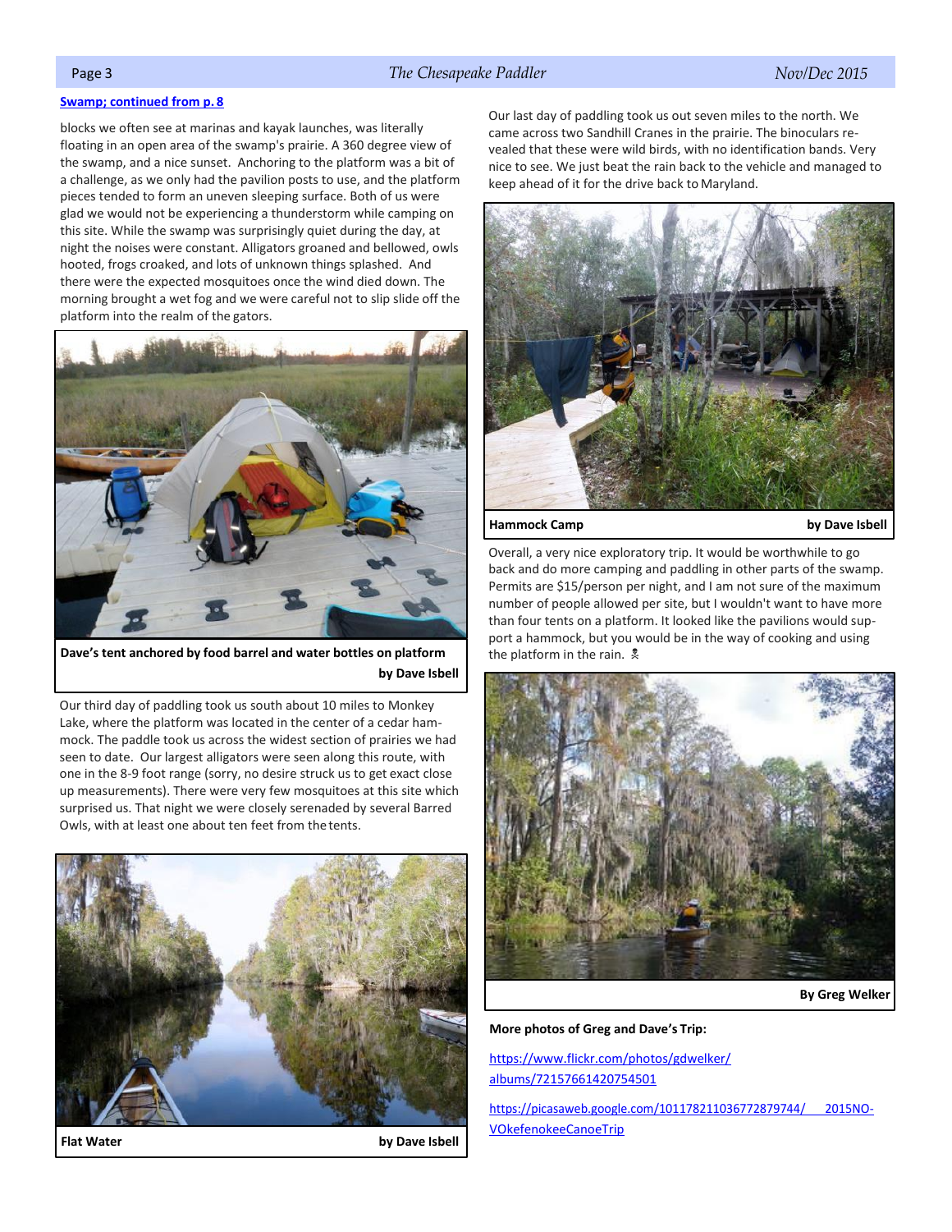[Swamp; continued from p. 8](#)

blocks we often see at marinas and kayak launches, was literally floating in an open area of the swamp's prairie. A 360 degree view of the swamp, and a nice sunset. Anchoring to the platform was a bit of a challenge, as we only had the pavilion posts to use, and the platform pieces tended to form an uneven sleeping surface. Both of us were glad we would not be experiencing a thunderstorm while camping on this site. While the swamp was surprisingly quiet during the day, at night the noises were constant. Alligators groaned and bellowed, owls hooted, frogs croaked, and lots of unknown things splashed. And there were the expected mosquitoes once the wind died down. The morning brought a wet fog and we were careful not to slip slide off the platform into the realm of the gators.

**Dave's tent anchored by food barrel and water bottles on platform**
**by Dave Isbell**

Our third day of paddling took us south about 10 miles to Monkey Lake, where the platform was located in the center of a cedar hammock. The paddle took us across the widest section of prairies we had seen to date. Our largest alligators were seen along this route, with one in the 8-9 foot range (sorry, no desire struck us to get exact close up measurements). There were very few mosquitoes at this site which surprised us. That night we were closely serenaded by several Barred Owls, with at least one about ten feet from the tents.

**Flat Water** **by Dave Isbell**

Our last day of paddling took us out seven miles to the north. We came across two Sandhill Cranes in the prairie. The binoculars revealed that these were wild birds, with no identification bands. Very nice to see. We just beat the rain back to the vehicle and managed to keep ahead of it for the drive back to Maryland.

**Hammock Camp** **by Dave Isbell**

Overall, a very nice exploratory trip. It would be worthwhile to go back and do more camping and paddling in other parts of the swamp. Permits are $15/person per night, and I am not sure of the maximum number of people allowed per site, but I wouldn't want to have more than four tents on a platform. It looked like the pavilions would support a hammock, but you would be in the way of cooking and using the platform in the rain. ☠

**By Greg Welker**

**More photos of Greg and Dave's Trip:**

https://www.flickr.com/photos/gdwelker/albums/72157661420754501

https://picasaweb.google.com/101178211036772879744/2015NOVOkefenokeeCanoeTrip